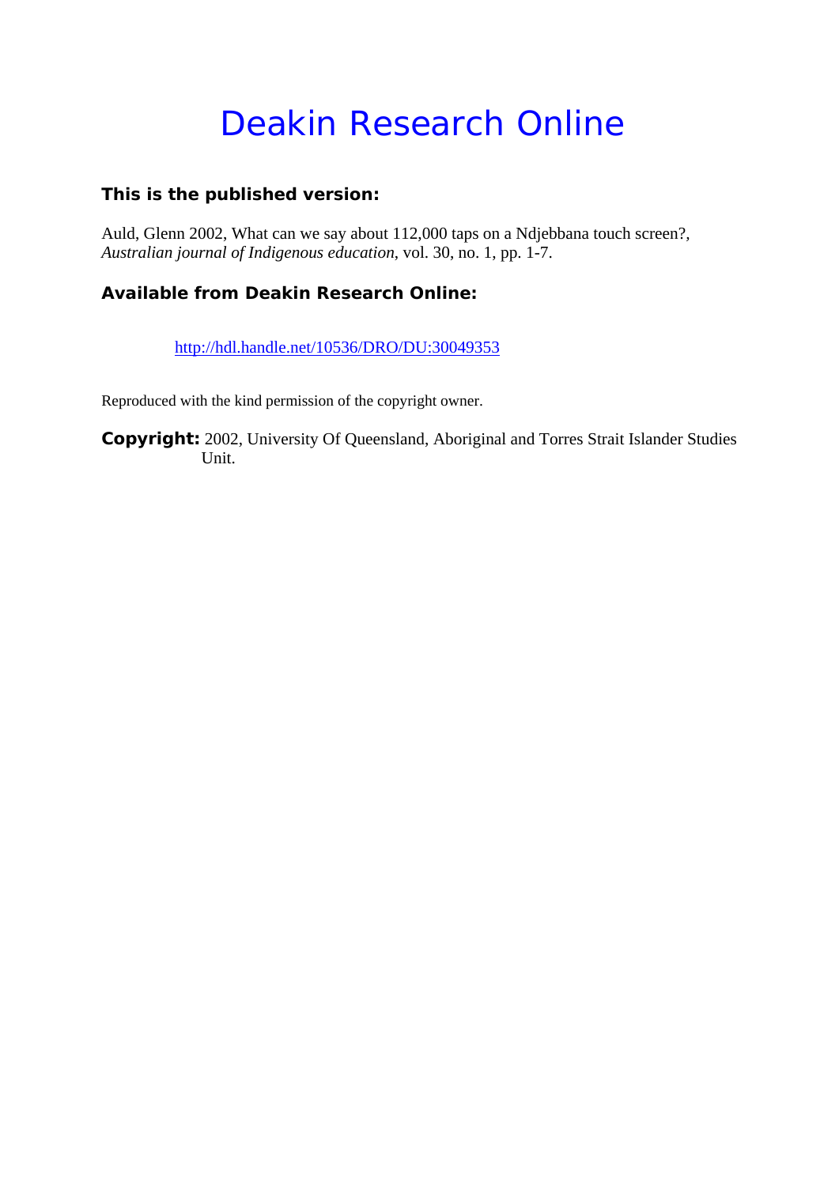# Deakin Research Online

**This is the published version:**

Auld, Glenn 2002, What can we say about 112,000 taps on a Ndjebbana touch screen?, *Australian journal of Indigenous education*, vol. 30, no. 1, pp. 1-7.

**Available from Deakin Research Online:**

http://hdl.handle.net/10536/DRO/DU:30049353

Reproduced with the kind permission of the copyright owner.

**Copyright:** 2002, University Of Queensland, Aboriginal and Torres Strait Islander Studies Unit.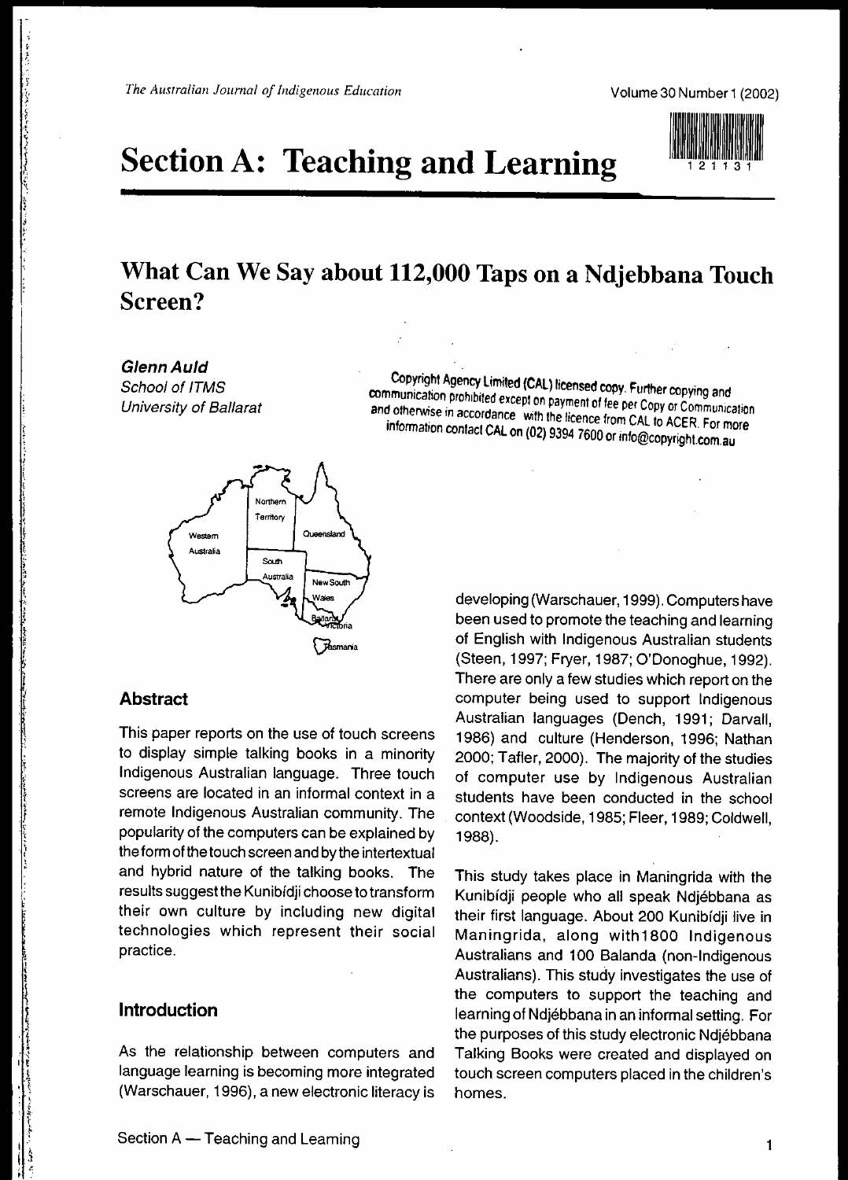# Section A: Teaching and Learning

## What Can We Say about 112,000 Taps on a Ndjebbana Touch Screen?

***Glenn Auld***
*School of ITMS*
*University of Ballarat*

Copyright Agency Limited (CAL) licensed copy. Further copying and communication prohibited except on payment of fee per Copy or Communication and otherwise in accordance with the licence from CAL to ACER. For more information contact CAL on (02) 9394 7600 or info@copyright.com.au

### Abstract

This paper reports on the use of touch screens to display simple talking books in a minority Indigenous Australian language. Three touch screens are located in an informal context in a remote Indigenous Australian community. The popularity of the computers can be explained by the form of the touch screen and by the intertextual and hybrid nature of the talking books. The results suggest the Kunibídji choose to transform their own culture by including new digital technologies which represent their social practice.

### Introduction

As the relationship between computers and language learning is becoming more integrated (Warschauer, 1996), a new electronic literacy is developing (Warschauer, 1999). Computers have been used to promote the teaching and learning of English with Indigenous Australian students (Steen, 1997; Fryer, 1987; O'Donoghue, 1992). There are only a few studies which report on the computer being used to support Indigenous Australian languages (Dench, 1991; Darvall, 1986) and culture (Henderson, 1996; Nathan 2000; Tafler, 2000). The majority of the studies of computer use by Indigenous Australian students have been conducted in the school context (Woodside, 1985; Fleer, 1989; Coldwell, 1988).

This study takes place in Maningrida with the Kunibídji people who all speak Ndjébbana as their first language. About 200 Kunibídji live in Maningrida, along with1800 Indigenous Australians and 100 Balanda (non-Indigenous Australians). This study investigates the use of the computers to support the teaching and learning of Ndjébbana in an informal setting. For the purposes of this study electronic Ndjébbana Talking Books were created and displayed on touch screen computers placed in the children's homes.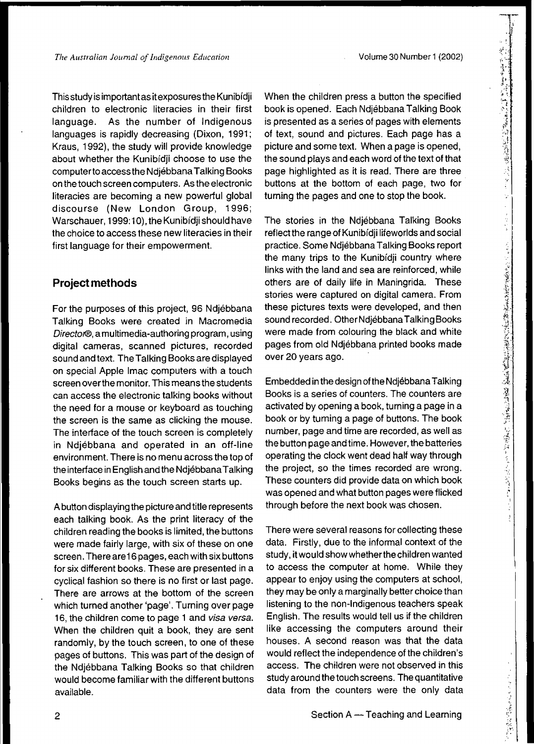This study is important as it exposures the Kunibídji children to electronic literacies in their first language. As the number of Indigenous languages is rapidly decreasing (Dixon, 1991; Kraus, 1992), the study will provide knowledge about whether the Kunibídji choose to use the computer to access the Ndjébbana Talking Books on the touch screen computers. As the electronic literacies are becoming a new powerful global discourse (New London Group, 1996; Warschauer, 1999:10), the Kunibídji should have the choice to access these new literacies in their first language for their empowerment.

## Project methods

For the purposes of this project, 96 Ndjébbana Talking Books were created in Macromedia *Director*®, a multimedia-authoring program, using digital cameras, scanned pictures, recorded sound and text. The Talking Books are displayed on special Apple Imac computers with a touch screen over the monitor. This means the students can access the electronic talking books without the need for a mouse or keyboard as touching the screen is the same as clicking the mouse. The interface of the touch screen is completely in Ndjébbana and operated in an off-line environment. There is no menu across the top of the interface in English and the Ndjébbana Talking Books begins as the touch screen starts up.

A button displaying the picture and title represents each talking book. As the print literacy of the children reading the books is limited, the buttons were made fairly large, with six of these on one screen. There are 16 pages, each with six buttons for six different books. These are presented in a cyclical fashion so there is no first or last page. There are arrows at the bottom of the screen which turned another 'page'. Turning over page 16, the children come to page 1 and *visa versa*. When the children quit a book, they are sent randomly, by the touch screen, to one of these pages of buttons. This was part of the design of the Ndjébbana Talking Books so that children would become familiar with the different buttons available.

When the children press a button the specified book is opened. Each Ndjébbana Talking Book is presented as a series of pages with elements of text, sound and pictures. Each page has a picture and some text. When a page is opened, the sound plays and each word of the text of that page highlighted as it is read. There are three buttons at the bottom of each page, two for turning the pages and one to stop the book.

The stories in the Ndjébbana Talking Books reflect the range of Kunibídji lifeworlds and social practice. Some Ndjébbana Talking Books report the many trips to the Kunibídji country where links with the land and sea are reinforced, while others are of daily life in Maningrida. These stories were captured on digital camera. From these pictures texts were developed, and then sound recorded. Other Ndjébbana Talking Books were made from colouring the black and white pages from old Ndjébbana printed books made over 20 years ago.

Embedded in the design of the Ndjébbana Talking Books is a series of counters. The counters are activated by opening a book, turning a page in a book or by turning a page of buttons. The book number, page and time are recorded, as well as the button page and time. However, the batteries operating the clock went dead half way through the project, so the times recorded are wrong. These counters did provide data on which book was opened and what button pages were flicked through before the next book was chosen.

There were several reasons for collecting these data. Firstly, due to the informal context of the study, it would show whether the children wanted to access the computer at home. While they appear to enjoy using the computers at school, they may be only a marginally better choice than listening to the non-Indigenous teachers speak English. The results would tell us if the children like accessing the computers around their houses. A second reason was that the data would reflect the independence of the children's access. The children were not observed in this study around the touch screens. The quantitative data from the counters were the only data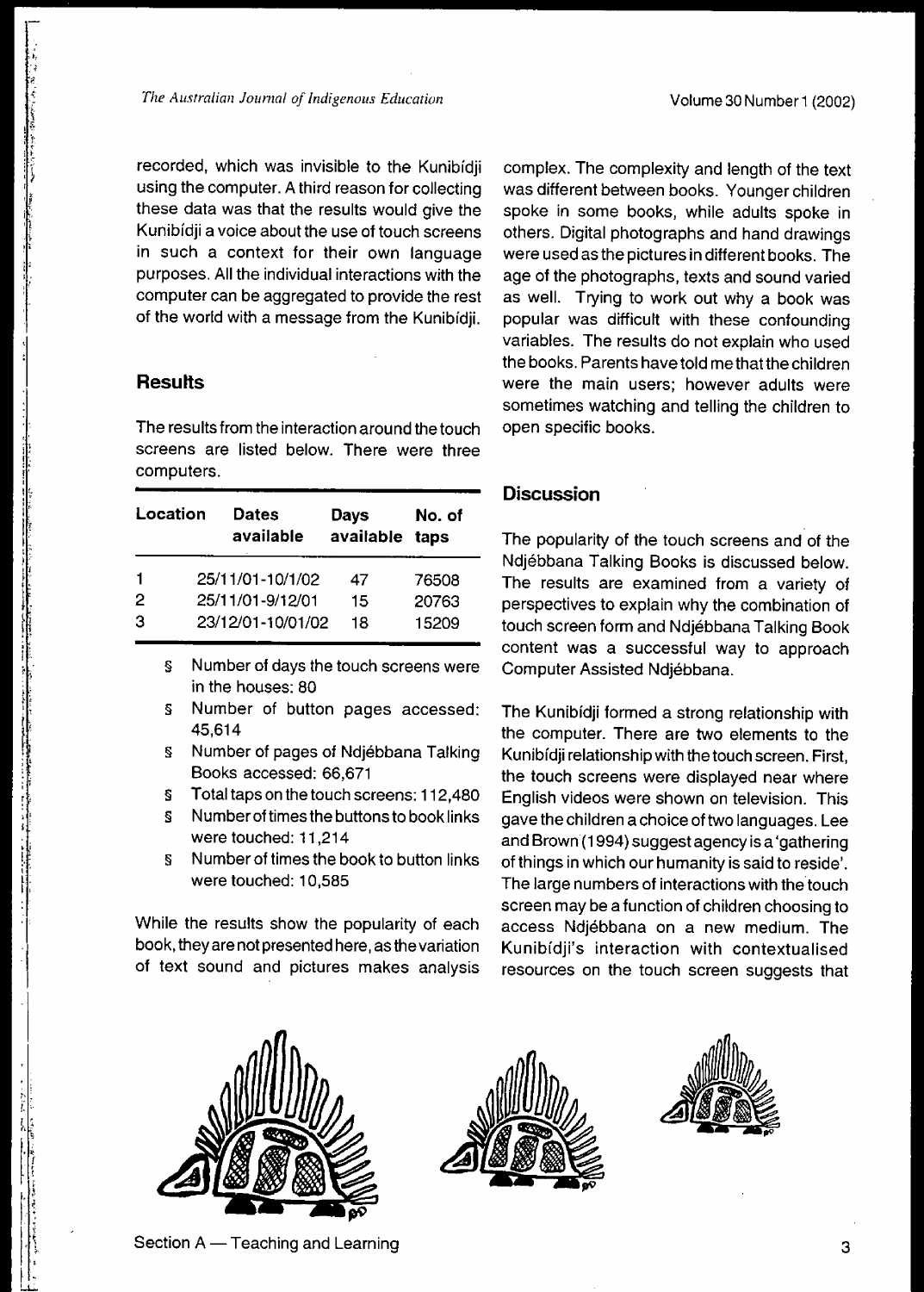recorded, which was invisible to the Kunibídji using the computer. A third reason for collecting these data was that the results would give the Kunibídji a voice about the use of touch screens in such a context for their own language purposes. All the individual interactions with the computer can be aggregated to provide the rest of the world with a message from the Kunibídji.

## Results

The results from the interaction around the touch screens are listed below. There were three computers.

| Location | Dates available | Days available | No. of taps |
|---|---|---|---|
| 1 | 25/11/01-10/1/02 | 47 | 76508 |
| 2 | 25/11/01-9/12/01 | 15 | 20763 |
| 3 | 23/12/01-10/01/02 | 18 | 15209 |

§ Number of days the touch screens were in the houses: 80

§ Number of button pages accessed: 45,614

§ Number of pages of Ndjébbana Talking Books accessed: 66,671

§ Total taps on the touch screens: 112,480

§ Number of times the buttons to book links were touched: 11,214

§ Number of times the book to button links were touched: 10,585

While the results show the popularity of each book, they are not presented here, as the variation of text sound and pictures makes analysis complex. The complexity and length of the text was different between books. Younger children spoke in some books, while adults spoke in others. Digital photographs and hand drawings were used as the pictures in different books. The age of the photographs, texts and sound varied as well. Trying to work out why a book was popular was difficult with these confounding variables. The results do not explain who used the books. Parents have told me that the children were the main users; however adults were sometimes watching and telling the children to open specific books.

## Discussion

The popularity of the touch screens and of the Ndjébbana Talking Books is discussed below. The results are examined from a variety of perspectives to explain why the combination of touch screen form and Ndjébbana Talking Book content was a successful way to approach Computer Assisted Ndjébbana.

The Kunibídji formed a strong relationship with the computer. There are two elements to the Kunibídji relationship with the touch screen. First, the touch screens were displayed near where English videos were shown on television. This gave the children a choice of two languages. Lee and Brown (1994) suggest agency is a 'gathering of things in which our humanity is said to reside'. The large numbers of interactions with the touch screen may be a function of children choosing to access Ndjébbana on a new medium. The Kunibídji's interaction with contextualised resources on the touch screen suggests that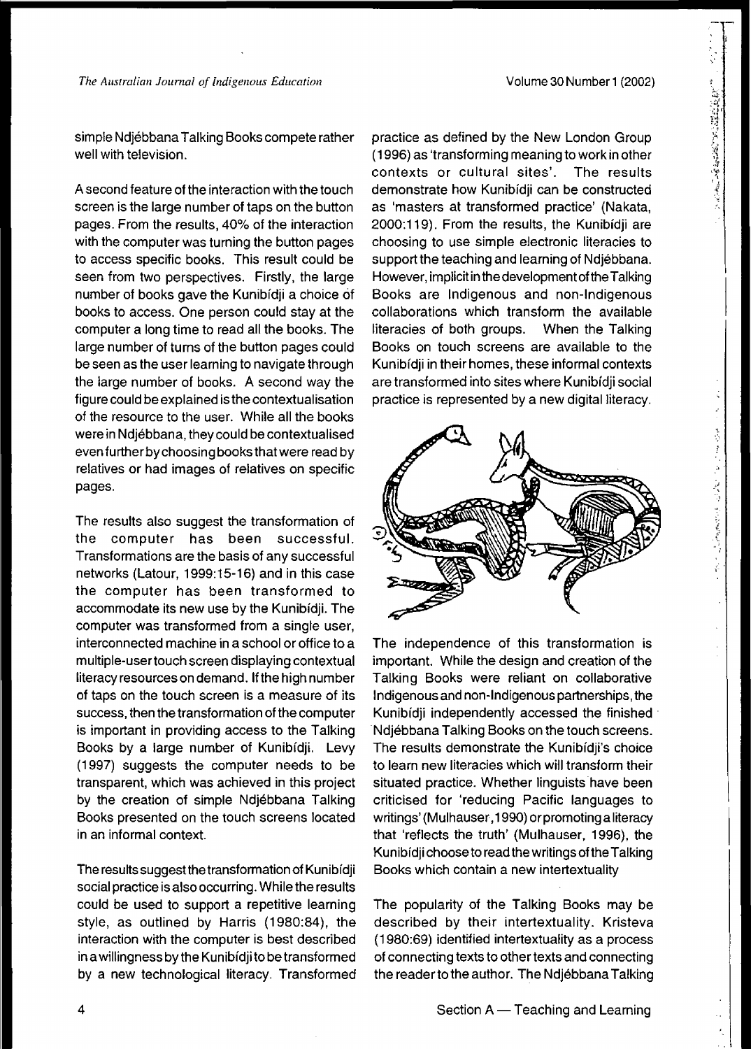simple Ndjébbana Talking Books compete rather well with television.

A second feature of the interaction with the touch screen is the large number of taps on the button pages. From the results, 40% of the interaction with the computer was turning the button pages to access specific books. This result could be seen from two perspectives. Firstly, the large number of books gave the Kunibídji a choice of books to access. One person could stay at the computer a long time to read all the books. The large number of turns of the button pages could be seen as the user learning to navigate through the large number of books. A second way the figure could be explained is the contextualisation of the resource to the user. While all the books were in Ndjébbana, they could be contextualised even further by choosing books that were read by relatives or had images of relatives on specific pages.

The results also suggest the transformation of the computer has been successful. Transformations are the basis of any successful networks (Latour, 1999:15-16) and in this case the computer has been transformed to accommodate its new use by the Kunibídji. The computer was transformed from a single user, interconnected machine in a school or office to a multiple-user touch screen displaying contextual literacy resources on demand. If the high number of taps on the touch screen is a measure of its success, then the transformation of the computer is important in providing access to the Talking Books by a large number of Kunibídji. Levy (1997) suggests the computer needs to be transparent, which was achieved in this project by the creation of simple Ndjébbana Talking Books presented on the touch screens located in an informal context.

The results suggest the transformation of Kunibídji social practice is also occurring. While the results could be used to support a repetitive learning style, as outlined by Harris (1980:84), the interaction with the computer is best described in a willingness by the Kunibídji to be transformed by a new technological literacy. Transformed practice as defined by the New London Group (1996) as 'transforming meaning to work in other contexts or cultural sites'. The results demonstrate how Kunibídji can be constructed as 'masters at transformed practice' (Nakata, 2000:119). From the results, the Kunibídji are choosing to use simple electronic literacies to support the teaching and learning of Ndjébbana. However, implicit in the development of the Talking Books are Indigenous and non-Indigenous collaborations which transform the available literacies of both groups. When the Talking Books on touch screens are available to the Kunibídji in their homes, these informal contexts are transformed into sites where Kunibídji social practice is represented by a new digital literacy.

The independence of this transformation is important. While the design and creation of the Talking Books were reliant on collaborative Indigenous and non-Indigenous partnerships, the Kunibídji independently accessed the finished Ndjébbana Talking Books on the touch screens. The results demonstrate the Kunibídji's choice to learn new literacies which will transform their situated practice. Whether linguists have been criticised for 'reducing Pacific languages to writings' (Mulhauser, 1990) or promoting a literacy that 'reflects the truth' (Mulhauser, 1996), the Kunibídji choose to read the writings of the Talking Books which contain a new intertextuality

The popularity of the Talking Books may be described by their intertextuality. Kristeva (1980:69) identified intertextuality as a process of connecting texts to other texts and connecting the reader to the author. The Ndjébbana Talking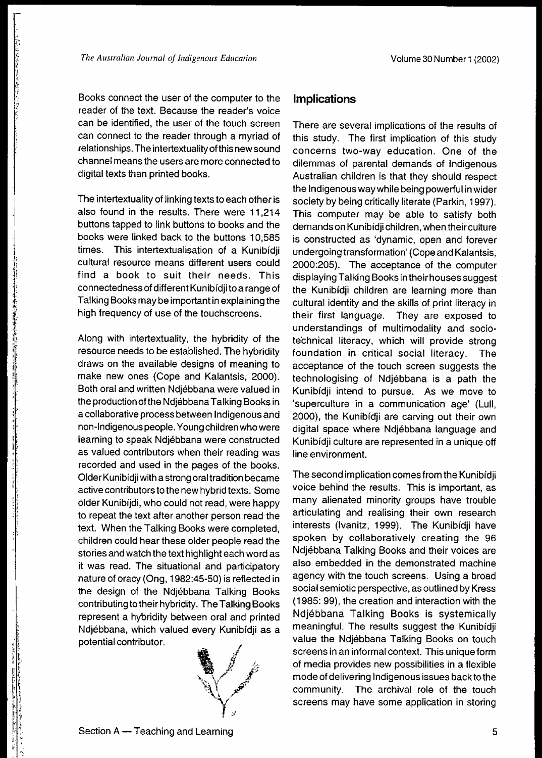Books connect the user of the computer to the reader of the text. Because the reader's voice can be identified, the user of the touch screen can connect to the reader through a myriad of relationships. The intertextuality of this new sound channel means the users are more connected to digital texts than printed books.

The intertextuality of linking texts to each other is also found in the results. There were 11,214 buttons tapped to link buttons to books and the books were linked back to the buttons 10,585 times. This intertextualisation of a Kunibídji cultural resource means different users could find a book to suit their needs. This connectedness of different Kunibídji to a range of Talking Books may be important in explaining the high frequency of use of the touchscreens.

Along with intertextuality, the hybridity of the resource needs to be established. The hybridity draws on the available designs of meaning to make new ones (Cope and Kalantsis, 2000). Both oral and written Ndjébbana were valued in the production of the Ndjébbana Talking Books in a collaborative process between Indigenous and non-Indigenous people. Young children who were learning to speak Ndjébbana were constructed as valued contributors when their reading was recorded and used in the pages of the books. Older Kunibídji with a strong oral tradition became active contributors to the new hybrid texts. Some older Kunibíjdi, who could not read, were happy to repeat the text after another person read the text. When the Talking Books were completed, children could hear these older people read the stories and watch the text highlight each word as it was read. The situational and participatory nature of oracy (Ong, 1982:45-50) is reflected in the design of the Ndjébbana Talking Books contributing to their hybridity. The Talking Books represent a hybridity between oral and printed Ndjébbana, which valued every Kunibídji as a potential contributor.

## Implications

There are several implications of the results of this study. The first implication of this study concerns two-way education. One of the dilemmas of parental demands of Indigenous Australian children is that they should respect the Indigenous way while being powerful in wider society by being critically literate (Parkin, 1997). This computer may be able to satisfy both demands on Kunibídji children, when their culture is constructed as 'dynamic, open and forever undergoing transformation' (Cope and Kalantsis, 2000:205). The acceptance of the computer displaying Talking Books in their houses suggest the Kunibídji children are learning more than cultural identity and the skills of print literacy in their first language. They are exposed to understandings of multimodality and socio-technical literacy, which will provide strong foundation in critical social literacy. The acceptance of the touch screen suggests the technologising of Ndjébbana is a path the Kunibídji intend to pursue. As we move to 'superculture in a communication age' (Lull, 2000), the Kunibídji are carving out their own digital space where Ndjébbana language and Kunibídji culture are represented in a unique off line environment.

The second implication comes from the Kunibídji voice behind the results. This is important, as many alienated minority groups have trouble articulating and realising their own research interests (Ivanitz, 1999). The Kunibídji have spoken by collaboratively creating the 96 Ndjébbana Talking Books and their voices are also embedded in the demonstrated machine agency with the touch screens. Using a broad social semiotic perspective, as outlined by Kress (1985: 99), the creation and interaction with the Ndjébbana Talking Books is systemically meaningful. The results suggest the Kunibídji value the Ndjébbana Talking Books on touch screens in an informal context. This unique form of media provides new possibilities in a flexible mode of delivering Indigenous issues back to the community. The archival role of the touch screens may have some application in storing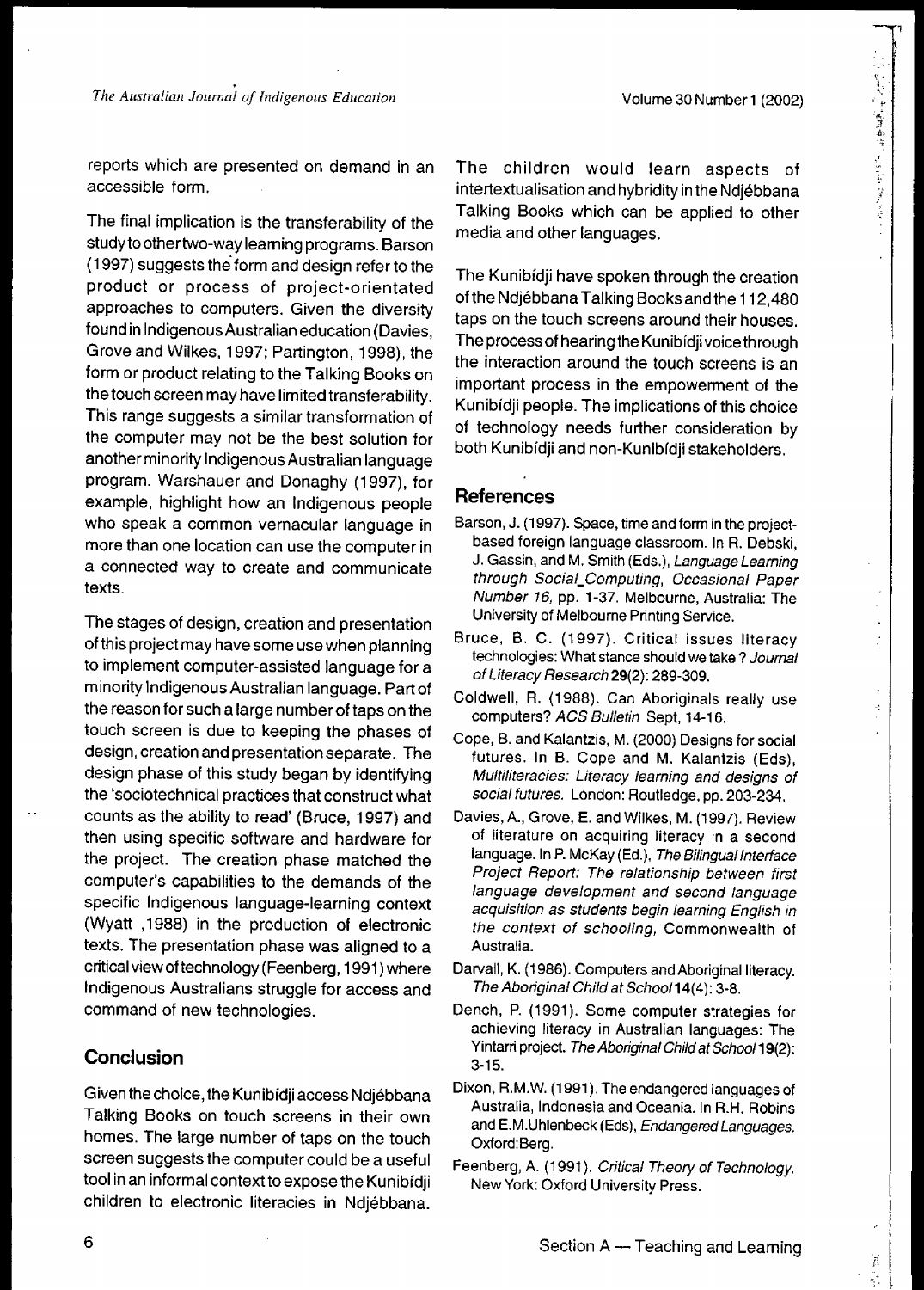reports which are presented on demand in an accessible form.

The final implication is the transferability of the study to other two-way learning programs. Barson (1997) suggests the form and design refer to the product or process of project-orientated approaches to computers. Given the diversity found in Indigenous Australian education (Davies, Grove and Wilkes, 1997; Partington, 1998), the form or product relating to the Talking Books on the touch screen may have limited transferability. This range suggests a similar transformation of the computer may not be the best solution for another minority Indigenous Australian language program. Warshauer and Donaghy (1997), for example, highlight how an Indigenous people who speak a common vernacular language in more than one location can use the computer in a connected way to create and communicate texts.

The stages of design, creation and presentation of this project may have some use when planning to implement computer-assisted language for a minority Indigenous Australian language. Part of the reason for such a large number of taps on the touch screen is due to keeping the phases of design, creation and presentation separate. The design phase of this study began by identifying the 'sociotechnical practices that construct what counts as the ability to read' (Bruce, 1997) and then using specific software and hardware for the project. The creation phase matched the computer's capabilities to the demands of the specific Indigenous language-learning context (Wyatt ,1988) in the production of electronic texts. The presentation phase was aligned to a critical view of technology (Feenberg, 1991) where Indigenous Australians struggle for access and command of new technologies.

## Conclusion

Given the choice, the Kunibídji access Ndjébbana Talking Books on touch screens in their own homes. The large number of taps on the touch screen suggests the computer could be a useful tool in an informal context to expose the Kunibídji children to electronic literacies in Ndjébbana. The children would learn aspects of intertextualisation and hybridity in the Ndjébbana Talking Books which can be applied to other media and other languages.

The Kunibídji have spoken through the creation of the Ndjébbana Talking Books and the 112,480 taps on the touch screens around their houses. The process of hearing the Kunibídji voice through the interaction around the touch screens is an important process in the empowerment of the Kunibídji people. The implications of this choice of technology needs further consideration by both Kunibídji and non-Kunibídji stakeholders.

## References

Barson, J. (1997). Space, time and form in the project-based foreign language classroom. In R. Debski, J. Gassin, and M. Smith (Eds.), *Language Learning through Social_Computing, Occasional Paper Number 16*, pp. 1-37. Melbourne, Australia: The University of Melbourne Printing Service.

Bruce, B. C. (1997). Critical issues literacy technologies: What stance should we take ? *Journal of Literacy Research* **29**(2): 289-309.

Coldwell, R. (1988). Can Aboriginals really use computers? *ACS Bulletin* Sept, 14-16.

Cope, B. and Kalantzis, M. (2000) Designs for social futures. In B. Cope and M. Kalantzis (Eds), *Multiliteracies: Literacy learning and designs of social futures.* London: Routledge, pp. 203-234.

Davies, A., Grove, E. and Wilkes, M. (1997). Review of literature on acquiring literacy in a second language. In P. McKay (Ed.), *The Bilingual Interface Project Report: The relationship between first language development and second language acquisition as students begin learning English in the context of schooling,* Commonwealth of Australia.

Darvall, K. (1986). Computers and Aboriginal literacy. *The Aboriginal Child at School* **14**(4): 3-8.

Dench, P. (1991). Some computer strategies for achieving literacy in Australian languages: The Yintarri project. *The Aboriginal Child at School* **19**(2): 3-15.

Dixon, R.M.W. (1991). The endangered languages of Australia, Indonesia and Oceania. In R.H. Robins and E.M.Uhlenbeck (Eds), *Endangered Languages.* Oxford:Berg.

Feenberg, A. (1991). *Critical Theory of Technology.* New York: Oxford University Press.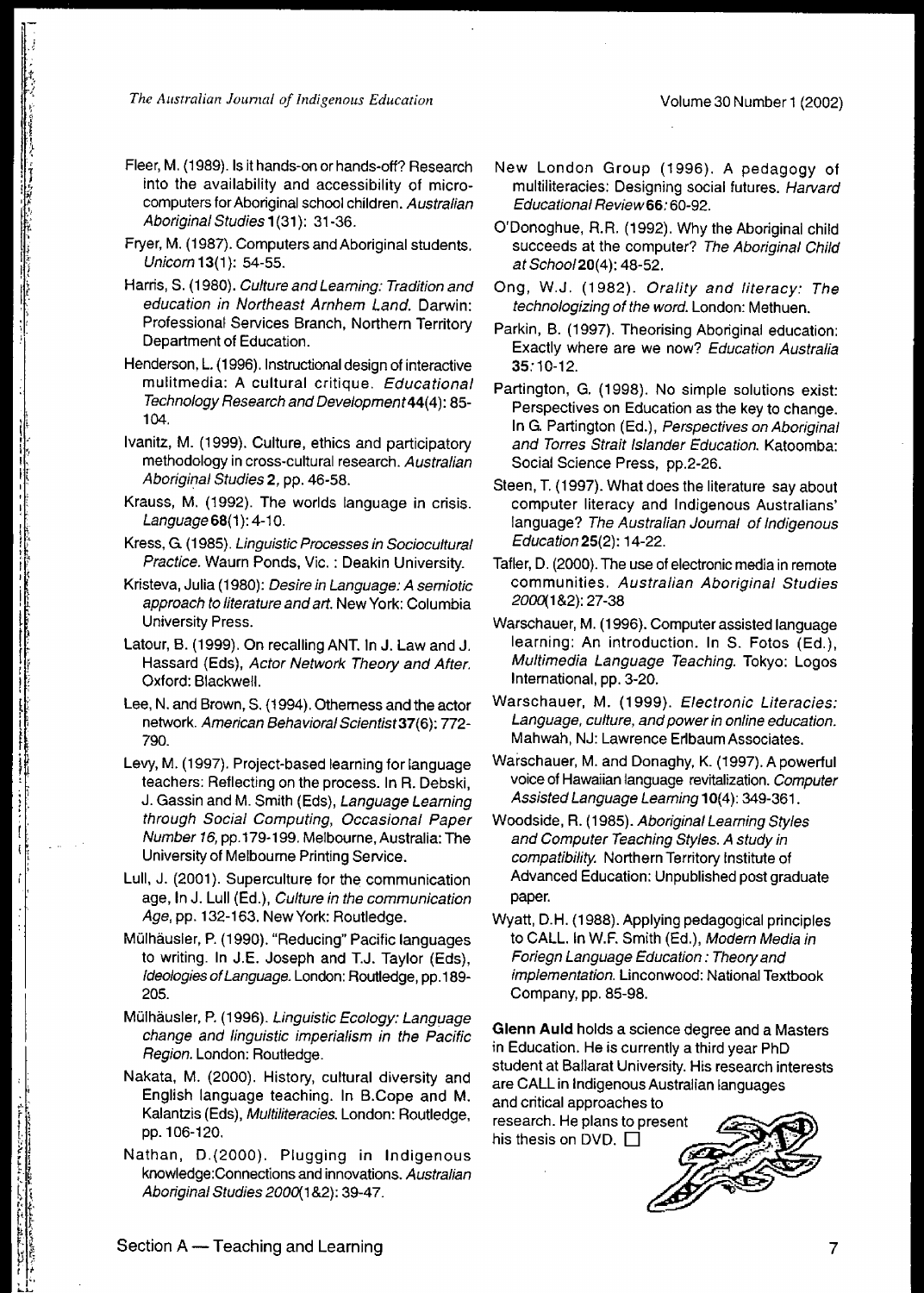Fleer, M. (1989). Is it hands-on or hands-off? Research into the availability and accessibility of micro-computers for Aboriginal school children. *Australian Aboriginal Studies* **1**(31): 31-36.

Fryer, M. (1987). Computers and Aboriginal students. *Unicorn* **13**(1): 54-55.

Harris, S. (1980). *Culture and Learning: Tradition and education in Northeast Arnhem Land.* Darwin: Professional Services Branch, Northern Territory Department of Education.

Henderson, L. (1996). Instructional design of interactive mulitmedia: A cultural critique. *Educational Technology Research and Development* **44**(4): 85-104.

Ivanitz, M. (1999). Culture, ethics and participatory methodology in cross-cultural research. *Australian Aboriginal Studies* **2**, pp. 46-58.

Krauss, M. (1992). The worlds language in crisis. *Language* **68**(1): 4-10.

Kress, G. (1985). *Linguistic Processes in Sociocultural Practice.* Waurn Ponds, Vic. : Deakin University.

Kristeva, Julia (1980): *Desire in Language: A semiotic approach to literature and art.* New York: Columbia University Press.

Latour, B. (1999). On recalling ANT. In J. Law and J. Hassard (Eds), *Actor Network Theory and After.* Oxford: Blackwell.

Lee, N. and Brown, S. (1994). Otherness and the actor network. *American Behavioral Scientist* **37**(6): 772-790.

Levy, M. (1997). Project-based learning for language teachers: Reflecting on the process. In R. Debski, J. Gassin and M. Smith (Eds), *Language Learning through Social Computing, Occasional Paper Number 16*, pp.179-199. Melbourne, Australia: The University of Melbourne Printing Service.

Lull, J. (2001). Superculture for the communication age, In J. Lull (Ed.), *Culture in the communication Age*, pp. 132-163. New York: Routledge.

Mülhäusler, P. (1990). "Reducing" Pacific languages to writing. In J.E. Joseph and T.J. Taylor (Eds), *Ideologies of Language.* London: Routledge, pp.189-205.

Mülhäusler, P. (1996). *Linguistic Ecology: Language change and linguistic imperialism in the Pacific Region.* London: Routledge.

Nakata, M. (2000). History, cultural diversity and English language teaching. In B.Cope and M. Kalantzis (Eds), *Multiliteracies.* London: Routledge, pp. 106-120.

Nathan, D.(2000). Plugging in Indigenous knowledge:Connections and innovations. *Australian Aboriginal Studies 2000*(1&2): 39-47.

New London Group (1996). A pedagogy of multiliteracies: Designing social futures. *Harvard Educational Review* **66**: 60-92.

O'Donoghue, R.R. (1992). Why the Aboriginal child succeeds at the computer? *The Aboriginal Child at School* **20**(4): 48-52.

Ong, W.J. (1982). *Orality and literacy: The technologizing of the word.* London: Methuen.

Parkin, B. (1997). Theorising Aboriginal education: Exactly where are we now? *Education Australia* **35**: 10-12.

Partington, G. (1998). No simple solutions exist: Perspectives on Education as the key to change. In G. Partington (Ed.), *Perspectives on Aboriginal and Torres Strait Islander Education.* Katoomba: Social Science Press, pp.2-26.

Steen, T. (1997). What does the literature say about computer literacy and Indigenous Australians' language? *The Australian Journal of Indigenous Education* **25**(2): 14-22.

Tafler, D. (2000). The use of electronic media in remote communities. *Australian Aboriginal Studies 2000*(1&2): 27-38

Warschauer, M. (1996). Computer assisted language learning: An introduction. In S. Fotos (Ed.), *Multimedia Language Teaching.* Tokyo: Logos International, pp. 3-20.

Warschauer, M. (1999). *Electronic Literacies: Language, culture, and power in online education.* Mahwah, NJ: Lawrence Erlbaum Associates.

Warschauer, M. and Donaghy, K. (1997). A powerful voice of Hawaiian language revitalization. *Computer Assisted Language Learning* **10**(4): 349-361.

Woodside, R. (1985). *Aboriginal Learning Styles and Computer Teaching Styles. A study in compatibility.* Northern Territory Institute of Advanced Education: Unpublished post graduate paper.

Wyatt, D.H. (1988). Applying pedagogical principles to CALL. In W.F. Smith (Ed.), *Modern Media in Foriegn Language Education : Theory and implementation.* Lincolnwood: National Textbook Company, pp. 85-98.

**Glenn Auld** holds a science degree and a Masters in Education. He is currently a third year PhD student at Ballarat University. His research interests are CALL in Indigenous Australian languages and critical approaches to research. He plans to present his thesis on DVD. □